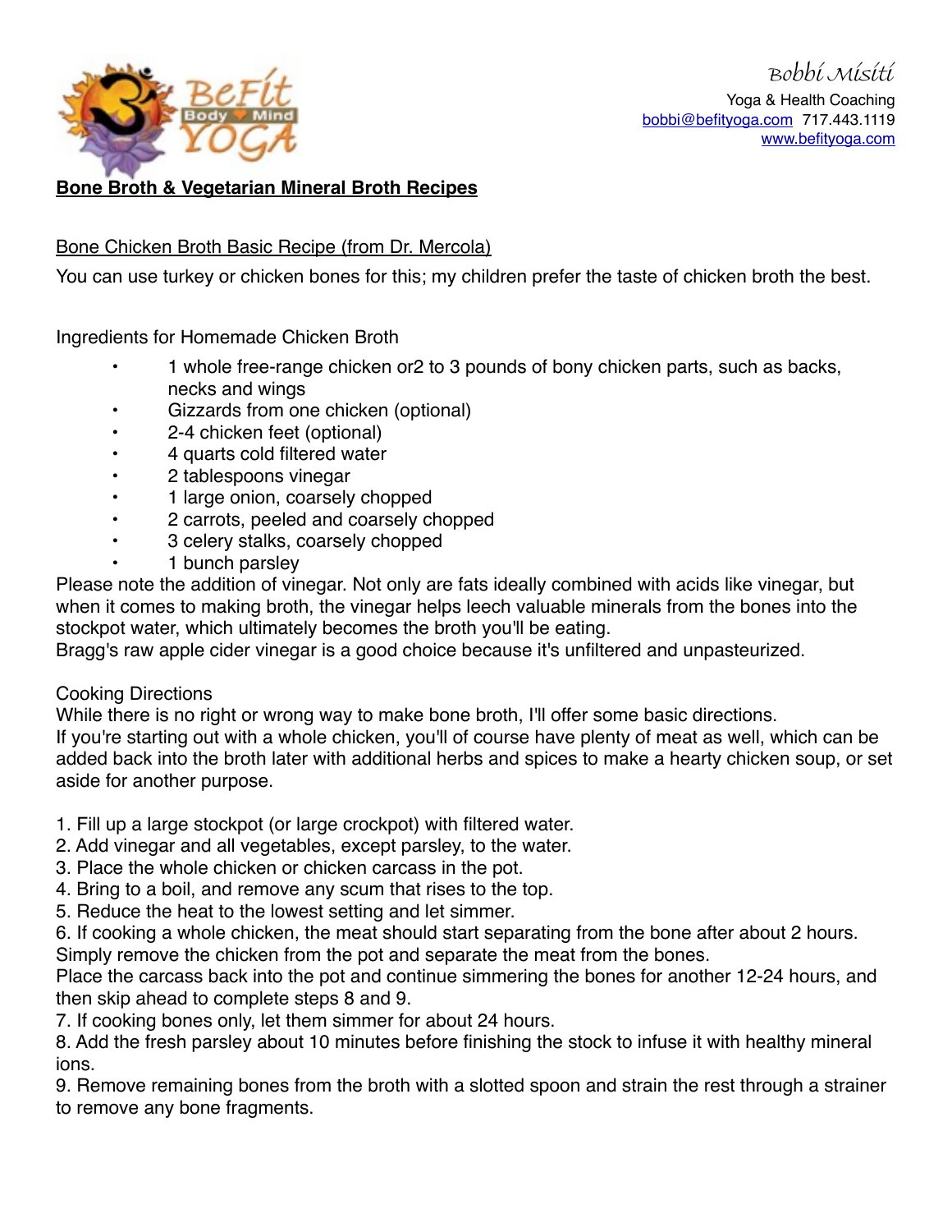Bobbi Misiti
Yoga & Health Coaching
bobbi@befityoga.com 717.443.1119
www.befityoga.com

# Bone Broth & Vegetarian Mineral Broth Recipes

## Bone Chicken Broth Basic Recipe (from Dr. Mercola)

You can use turkey or chicken bones for this; my children prefer the taste of chicken broth the best.

### Ingredients for Homemade Chicken Broth

- 1 whole free-range chicken or2 to 3 pounds of bony chicken parts, such as backs, necks and wings
- Gizzards from one chicken (optional)
- 2-4 chicken feet (optional)
- 4 quarts cold filtered water
- 2 tablespoons vinegar
- 1 large onion, coarsely chopped
- 2 carrots, peeled and coarsely chopped
- 3 celery stalks, coarsely chopped
- 1 bunch parsley

Please note the addition of vinegar. Not only are fats ideally combined with acids like vinegar, but when it comes to making broth, the vinegar helps leech valuable minerals from the bones into the stockpot water, which ultimately becomes the broth you'll be eating.
Bragg's raw apple cider vinegar is a good choice because it's unfiltered and unpasteurized.

### Cooking Directions

While there is no right or wrong way to make bone broth, I'll offer some basic directions.
If you're starting out with a whole chicken, you'll of course have plenty of meat as well, which can be added back into the broth later with additional herbs and spices to make a hearty chicken soup, or set aside for another purpose.

1. Fill up a large stockpot (or large crockpot) with filtered water.
2. Add vinegar and all vegetables, except parsley, to the water.
3. Place the whole chicken or chicken carcass in the pot.
4. Bring to a boil, and remove any scum that rises to the top.
5. Reduce the heat to the lowest setting and let simmer.
6. If cooking a whole chicken, the meat should start separating from the bone after about 2 hours. Simply remove the chicken from the pot and separate the meat from the bones.
Place the carcass back into the pot and continue simmering the bones for another 12-24 hours, and then skip ahead to complete steps 8 and 9.
7. If cooking bones only, let them simmer for about 24 hours.
8. Add the fresh parsley about 10 minutes before finishing the stock to infuse it with healthy mineral ions.
9. Remove remaining bones from the broth with a slotted spoon and strain the rest through a strainer to remove any bone fragments.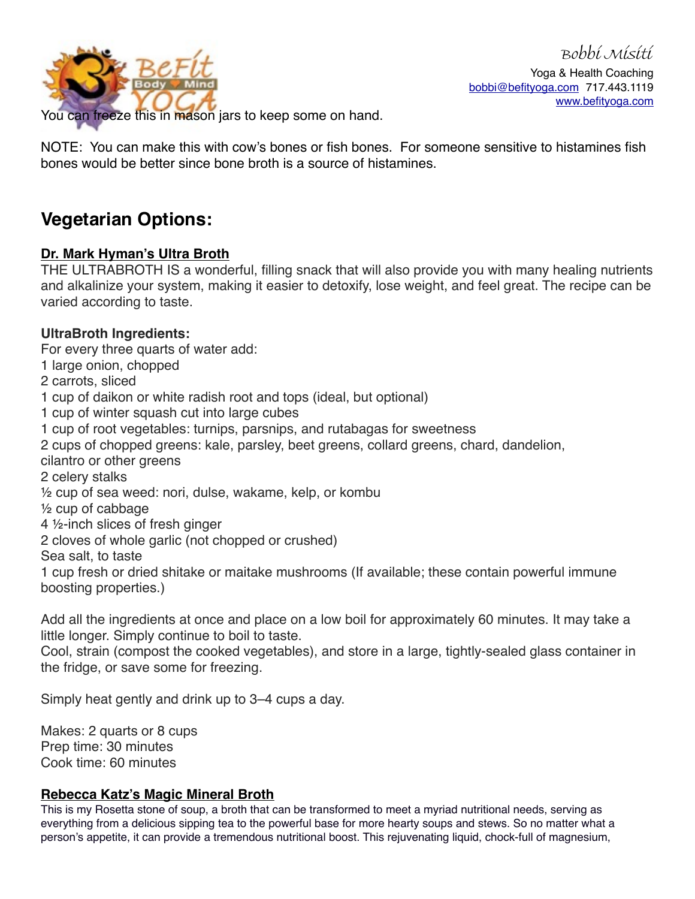You can freeze this in mason jars to keep some on hand.

NOTE: You can make this with cow's bones or fish bones. For someone sensitive to histamines fish bones would be better since bone broth is a source of histamines.

## Vegetarian Options:

**Dr. Mark Hyman's Ultra Broth**

THE ULTRABROTH IS a wonderful, filling snack that will also provide you with many healing nutrients and alkalinize your system, making it easier to detoxify, lose weight, and feel great. The recipe can be varied according to taste.

**UltraBroth Ingredients:**

For every three quarts of water add:
1 large onion, chopped
2 carrots, sliced
1 cup of daikon or white radish root and tops (ideal, but optional)
1 cup of winter squash cut into large cubes
1 cup of root vegetables: turnips, parsnips, and rutabagas for sweetness
2 cups of chopped greens: kale, parsley, beet greens, collard greens, chard, dandelion, cilantro or other greens
2 celery stalks
½ cup of sea weed: nori, dulse, wakame, kelp, or kombu
½ cup of cabbage
4 ½-inch slices of fresh ginger
2 cloves of whole garlic (not chopped or crushed)
Sea salt, to taste
1 cup fresh or dried shitake or maitake mushrooms (If available; these contain powerful immune boosting properties.)

Add all the ingredients at once and place on a low boil for approximately 60 minutes. It may take a little longer. Simply continue to boil to taste.
Cool, strain (compost the cooked vegetables), and store in a large, tightly-sealed glass container in the fridge, or save some for freezing.

Simply heat gently and drink up to 3–4 cups a day.

Makes: 2 quarts or 8 cups
Prep time: 30 minutes
Cook time: 60 minutes

**Rebecca Katz's Magic Mineral Broth**

This is my Rosetta stone of soup, a broth that can be transformed to meet a myriad nutritional needs, serving as everything from a delicious sipping tea to the powerful base for more hearty soups and stews. So no matter what a person's appetite, it can provide a tremendous nutritional boost. This rejuvenating liquid, chock-full of magnesium,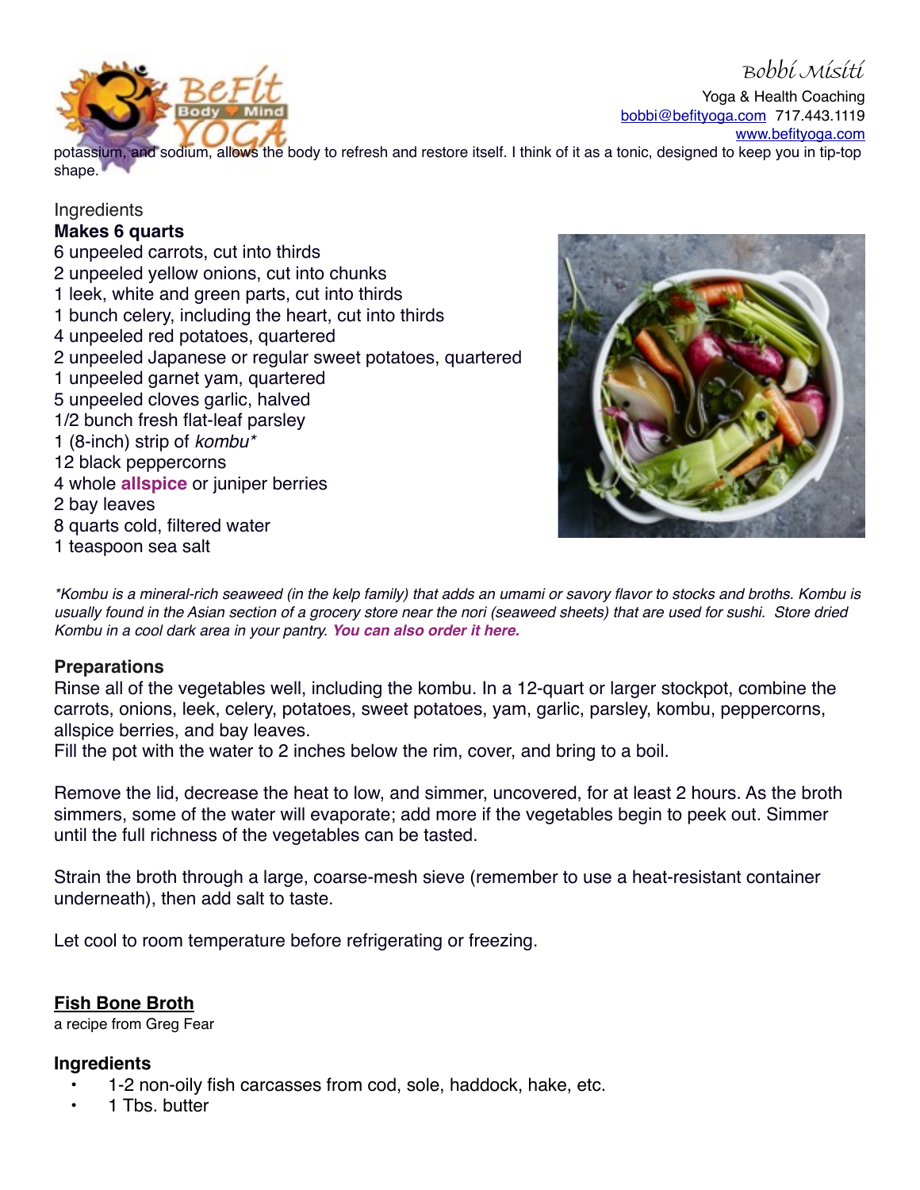potassium, and sodium, allows the body to refresh and restore itself. I think of it as a tonic, designed to keep you in tip-top shape.

Ingredients

**Makes 6 quarts**

6 unpeeled carrots, cut into thirds
2 unpeeled yellow onions, cut into chunks
1 leek, white and green parts, cut into thirds
1 bunch celery, including the heart, cut into thirds
4 unpeeled red potatoes, quartered
2 unpeeled Japanese or regular sweet potatoes, quartered
1 unpeeled garnet yam, quartered
5 unpeeled cloves garlic, halved
1/2 bunch fresh flat-leaf parsley
1 (8-inch) strip of *kombu**
12 black peppercorns
4 whole **allspice** or juniper berries
2 bay leaves
8 quarts cold, filtered water
1 teaspoon sea salt

*\*Kombu is a mineral-rich seaweed (in the kelp family) that adds an umami or savory flavor to stocks and broths. Kombu is usually found in the Asian section of a grocery store near the nori (seaweed sheets) that are used for sushi. Store dried Kombu in a cool dark area in your pantry.* ***You can also order it here.***

**Preparations**

Rinse all of the vegetables well, including the kombu. In a 12-quart or larger stockpot, combine the carrots, onions, leek, celery, potatoes, sweet potatoes, yam, garlic, parsley, kombu, peppercorns, allspice berries, and bay leaves.
Fill the pot with the water to 2 inches below the rim, cover, and bring to a boil.

Remove the lid, decrease the heat to low, and simmer, uncovered, for at least 2 hours. As the broth simmers, some of the water will evaporate; add more if the vegetables begin to peek out. Simmer until the full richness of the vegetables can be tasted.

Strain the broth through a large, coarse-mesh sieve (remember to use a heat-resistant container underneath), then add salt to taste.

Let cool to room temperature before refrigerating or freezing.

## Fish Bone Broth

a recipe from Greg Fear

**Ingredients**

- 1-2 non-oily fish carcasses from cod, sole, haddock, hake, etc.
- 1 Tbs. butter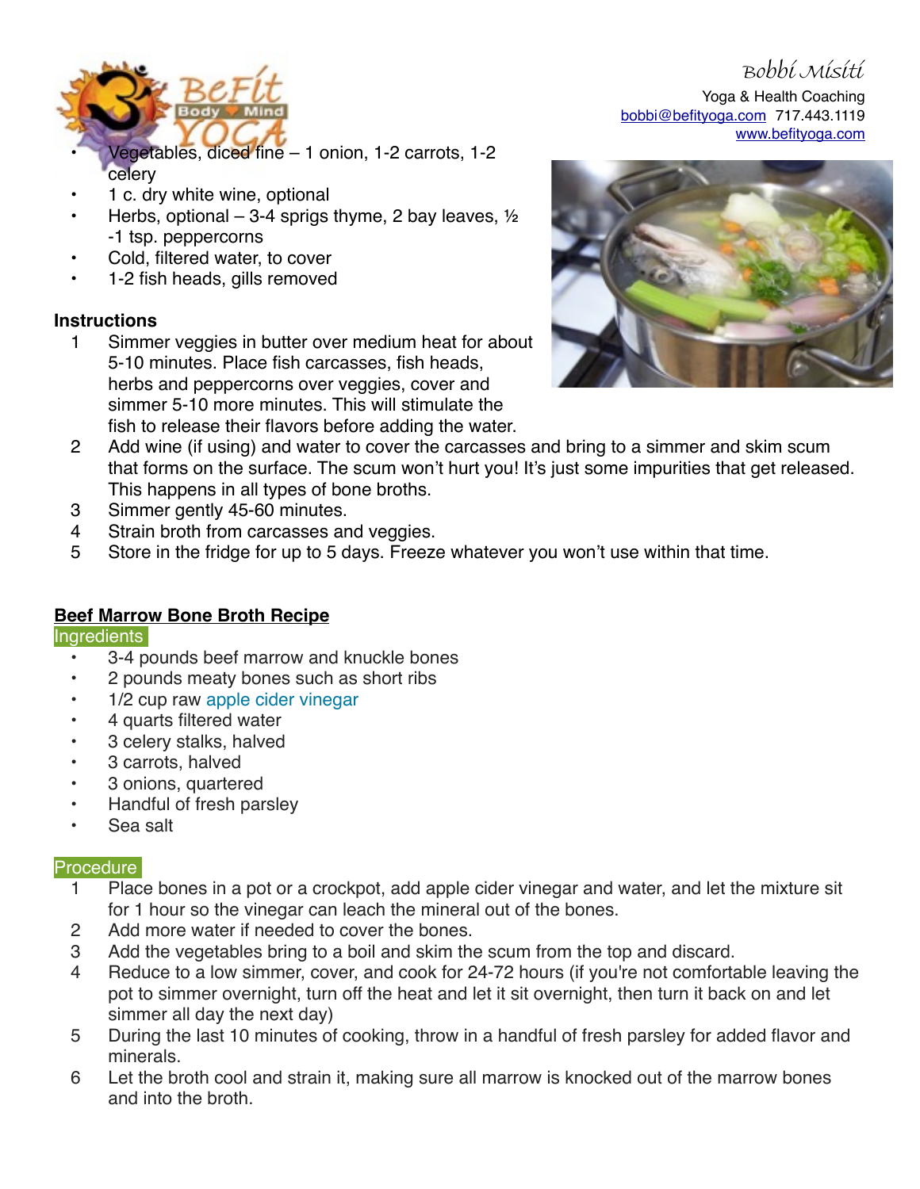- Vegetables, diced fine – 1 onion, 1-2 carrots, 1-2 celery
- 1 c. dry white wine, optional
- Herbs, optional – 3-4 sprigs thyme, 2 bay leaves, ½ -1 tsp. peppercorns
- Cold, filtered water, to cover
- 1-2 fish heads, gills removed

**Instructions**

1. Simmer veggies in butter over medium heat for about 5-10 minutes. Place fish carcasses, fish heads, herbs and peppercorns over veggies, cover and simmer 5-10 more minutes. This will stimulate the fish to release their flavors before adding the water.
2. Add wine (if using) and water to cover the carcasses and bring to a simmer and skim scum that forms on the surface. The scum won't hurt you! It's just some impurities that get released. This happens in all types of bone broths.
3. Simmer gently 45-60 minutes.
4. Strain broth from carcasses and veggies.
5. Store in the fridge for up to 5 days. Freeze whatever you won't use within that time.

## Beef Marrow Bone Broth Recipe

### Ingredients

- 3-4 pounds beef marrow and knuckle bones
- 2 pounds meaty bones such as short ribs
- 1/2 cup raw apple cider vinegar
- 4 quarts filtered water
- 3 celery stalks, halved
- 3 carrots, halved
- 3 onions, quartered
- Handful of fresh parsley
- Sea salt

### Procedure

1. Place bones in a pot or a crockpot, add apple cider vinegar and water, and let the mixture sit for 1 hour so the vinegar can leach the mineral out of the bones.
2. Add more water if needed to cover the bones.
3. Add the vegetables bring to a boil and skim the scum from the top and discard.
4. Reduce to a low simmer, cover, and cook for 24-72 hours (if you're not comfortable leaving the pot to simmer overnight, turn off the heat and let it sit overnight, then turn it back on and let simmer all day the next day)
5. During the last 10 minutes of cooking, throw in a handful of fresh parsley for added flavor and minerals.
6. Let the broth cool and strain it, making sure all marrow is knocked out of the marrow bones and into the broth.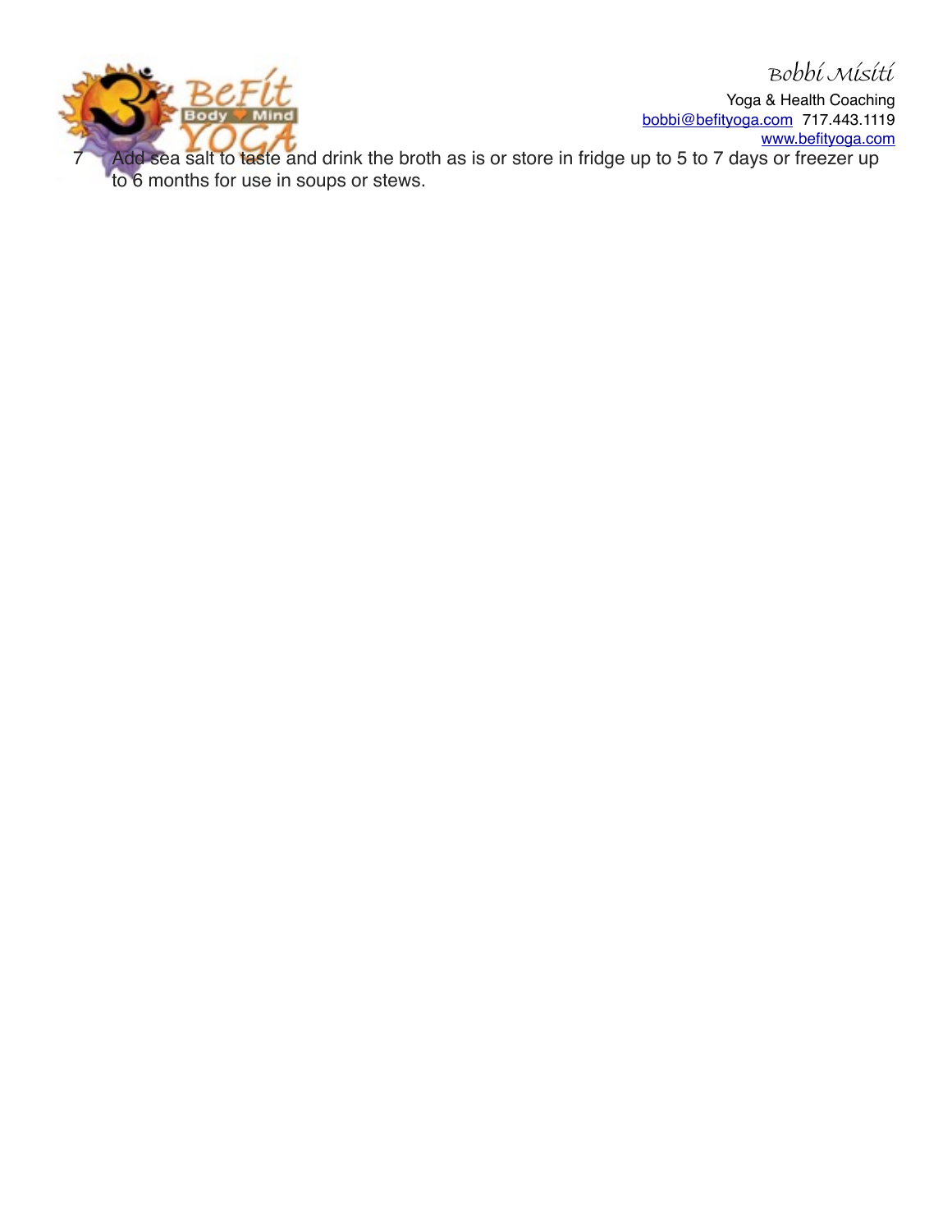7. Add sea salt to taste and drink the broth as is or store in fridge up to 5 to 7 days or freezer up to 6 months for use in soups or stews.